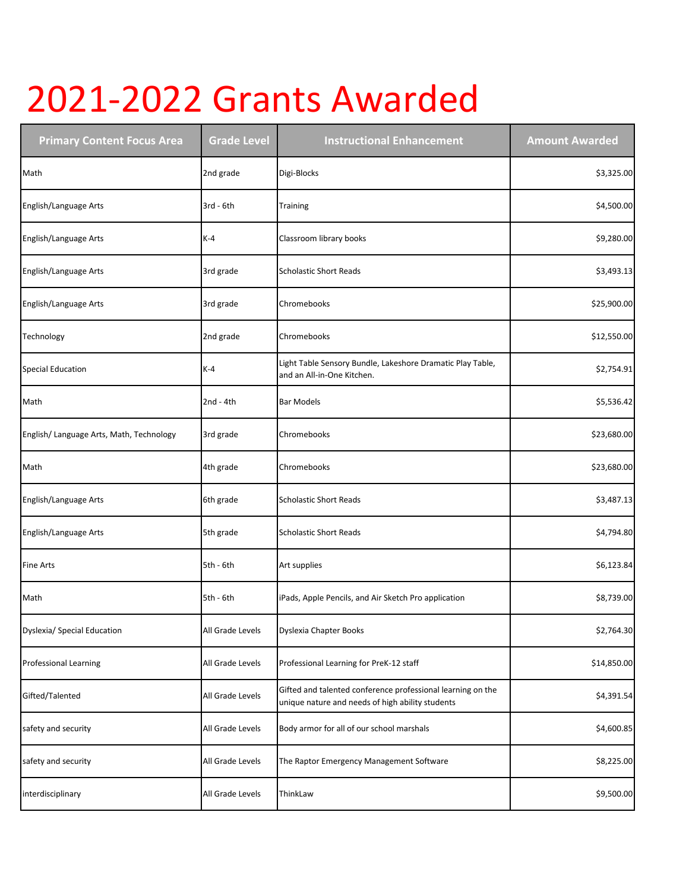# 2021-2022 Grants Awarded

| Primary Content Focus Area | Grade Level | Instructional Enhancement | Amount Awarded |
|---|---|---|---|
| Math | 2nd grade | Digi-Blocks | $3,325.00 |
| English/Language Arts | 3rd - 6th | Training | $4,500.00 |
| English/Language Arts | K-4 | Classroom library books | $9,280.00 |
| English/Language Arts | 3rd grade | Scholastic Short Reads | $3,493.13 |
| English/Language Arts | 3rd grade | Chromebooks | $25,900.00 |
| Technology | 2nd grade | Chromebooks | $12,550.00 |
| Special Education | K-4 | Light Table Sensory Bundle, Lakeshore Dramatic Play Table, and an All-in-One Kitchen. | $2,754.91 |
| Math | 2nd - 4th | Bar Models | $5,536.42 |
| English/ Language Arts, Math, Technology | 3rd grade | Chromebooks | $23,680.00 |
| Math | 4th grade | Chromebooks | $23,680.00 |
| English/Language Arts | 6th grade | Scholastic Short Reads | $3,487.13 |
| English/Language Arts | 5th grade | Scholastic Short Reads | $4,794.80 |
| Fine Arts | 5th - 6th | Art supplies | $6,123.84 |
| Math | 5th - 6th | iPads, Apple Pencils, and Air Sketch Pro application | $8,739.00 |
| Dyslexia/ Special Education | All Grade Levels | Dyslexia Chapter Books | $2,764.30 |
| Professional Learning | All Grade Levels | Professional Learning for PreK-12 staff | $14,850.00 |
| Gifted/Talented | All Grade Levels | Gifted and talented conference professional learning on the unique nature and needs of high ability students | $4,391.54 |
| safety and security | All Grade Levels | Body armor for all of our school marshals | $4,600.85 |
| safety and security | All Grade Levels | The Raptor Emergency Management Software | $8,225.00 |
| interdisciplinary | All Grade Levels | ThinkLaw | $9,500.00 |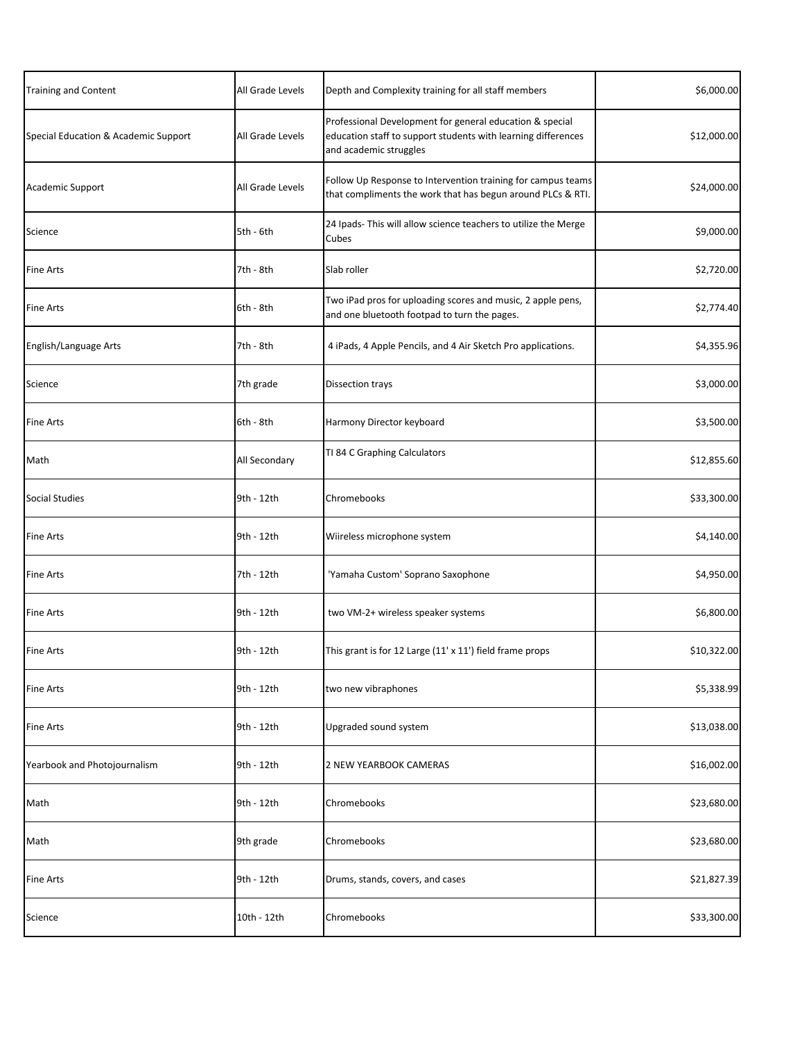| | | | |
|---|---|---|---|
| Training and Content | All Grade Levels | Depth and Complexity training for all staff members | $6,000.00 |
| Special Education & Academic Support | All Grade Levels | Professional Development for general education & special education staff to support students with learning differences and academic struggles | $12,000.00 |
| Academic Support | All Grade Levels | Follow Up Response to Intervention training for campus teams that compliments the work that has begun around PLCs & RTI. | $24,000.00 |
| Science | 5th - 6th | 24 Ipads- This will allow science teachers to utilize the Merge Cubes | $9,000.00 |
| Fine Arts | 7th - 8th | Slab roller | $2,720.00 |
| Fine Arts | 6th - 8th | Two iPad pros for uploading scores and music, 2 apple pens, and one bluetooth footpad to turn the pages. | $2,774.40 |
| English/Language Arts | 7th - 8th | 4 iPads, 4 Apple Pencils, and 4 Air Sketch Pro applications. | $4,355.96 |
| Science | 7th grade | Dissection trays | $3,000.00 |
| Fine Arts | 6th - 8th | Harmony Director keyboard | $3,500.00 |
| Math | All Secondary | TI 84 C Graphing Calculators | $12,855.60 |
| Social Studies | 9th - 12th | Chromebooks | $33,300.00 |
| Fine Arts | 9th - 12th | Wiireless microphone system | $4,140.00 |
| Fine Arts | 7th - 12th | 'Yamaha Custom' Soprano Saxophone | $4,950.00 |
| Fine Arts | 9th - 12th | two VM-2+ wireless speaker systems | $6,800.00 |
| Fine Arts | 9th - 12th | This grant is for 12 Large (11' x 11') field frame props | $10,322.00 |
| Fine Arts | 9th - 12th | two new vibraphones | $5,338.99 |
| Fine Arts | 9th - 12th | Upgraded sound system | $13,038.00 |
| Yearbook and Photojournalism | 9th - 12th | 2 NEW YEARBOOK CAMERAS | $16,002.00 |
| Math | 9th - 12th | Chromebooks | $23,680.00 |
| Math | 9th grade | Chromebooks | $23,680.00 |
| Fine Arts | 9th - 12th | Drums, stands, covers, and cases | $21,827.39 |
| Science | 10th - 12th | Chromebooks | $33,300.00 |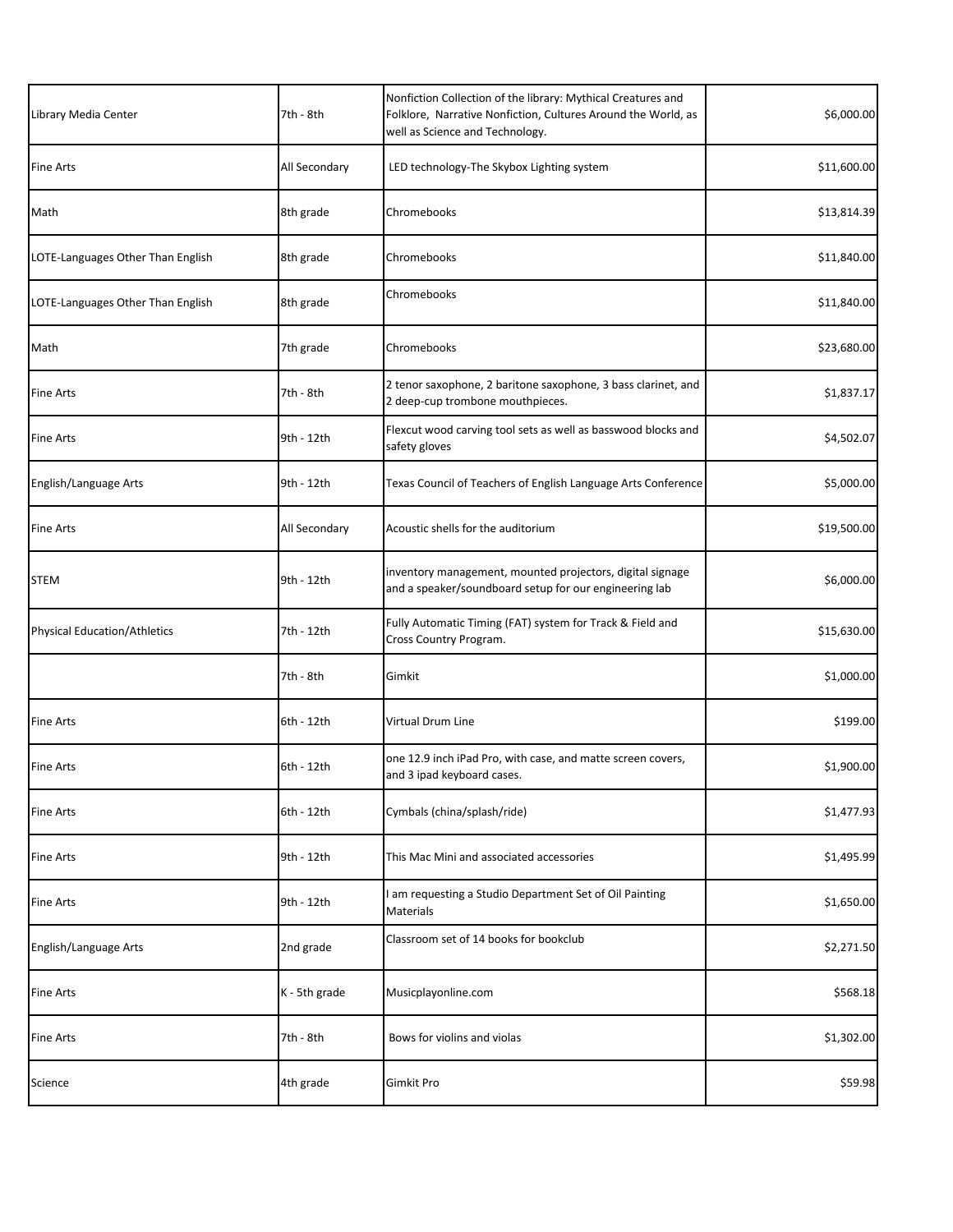| | | | |
|---|---|---|---|
| Library Media Center | 7th - 8th | Nonfiction Collection of the library: Mythical Creatures and Folklore, Narrative Nonfiction, Cultures Around the World, as well as Science and Technology. | $6,000.00 |
| Fine Arts | All Secondary | LED technology-The Skybox Lighting system | $11,600.00 |
| Math | 8th grade | Chromebooks | $13,814.39 |
| LOTE-Languages Other Than English | 8th grade | Chromebooks | $11,840.00 |
| LOTE-Languages Other Than English | 8th grade | Chromebooks | $11,840.00 |
| Math | 7th grade | Chromebooks | $23,680.00 |
| Fine Arts | 7th - 8th | 2 tenor saxophone, 2 baritone saxophone, 3 bass clarinet, and 2 deep-cup trombone mouthpieces. | $1,837.17 |
| Fine Arts | 9th - 12th | Flexcut wood carving tool sets as well as basswood blocks and safety gloves | $4,502.07 |
| English/Language Arts | 9th - 12th | Texas Council of Teachers of English Language Arts Conference | $5,000.00 |
| Fine Arts | All Secondary | Acoustic shells for the auditorium | $19,500.00 |
| STEM | 9th - 12th | inventory management, mounted projectors, digital signage and a speaker/soundboard setup for our engineering lab | $6,000.00 |
| Physical Education/Athletics | 7th - 12th | Fully Automatic Timing (FAT) system for Track & Field and Cross Country Program. | $15,630.00 |
| | 7th - 8th | Gimkit | $1,000.00 |
| Fine Arts | 6th - 12th | Virtual Drum Line | $199.00 |
| Fine Arts | 6th - 12th | one 12.9 inch iPad Pro, with case, and matte screen covers, and 3 ipad keyboard cases. | $1,900.00 |
| Fine Arts | 6th - 12th | Cymbals (china/splash/ride) | $1,477.93 |
| Fine Arts | 9th - 12th | This Mac Mini and associated accessories | $1,495.99 |
| Fine Arts | 9th - 12th | I am requesting a Studio Department Set of Oil Painting Materials | $1,650.00 |
| English/Language Arts | 2nd grade | Classroom set of 14 books for bookclub | $2,271.50 |
| Fine Arts | K - 5th grade | Musicplayonline.com | $568.18 |
| Fine Arts | 7th - 8th | Bows for violins and violas | $1,302.00 |
| Science | 4th grade | Gimkit Pro | $59.98 |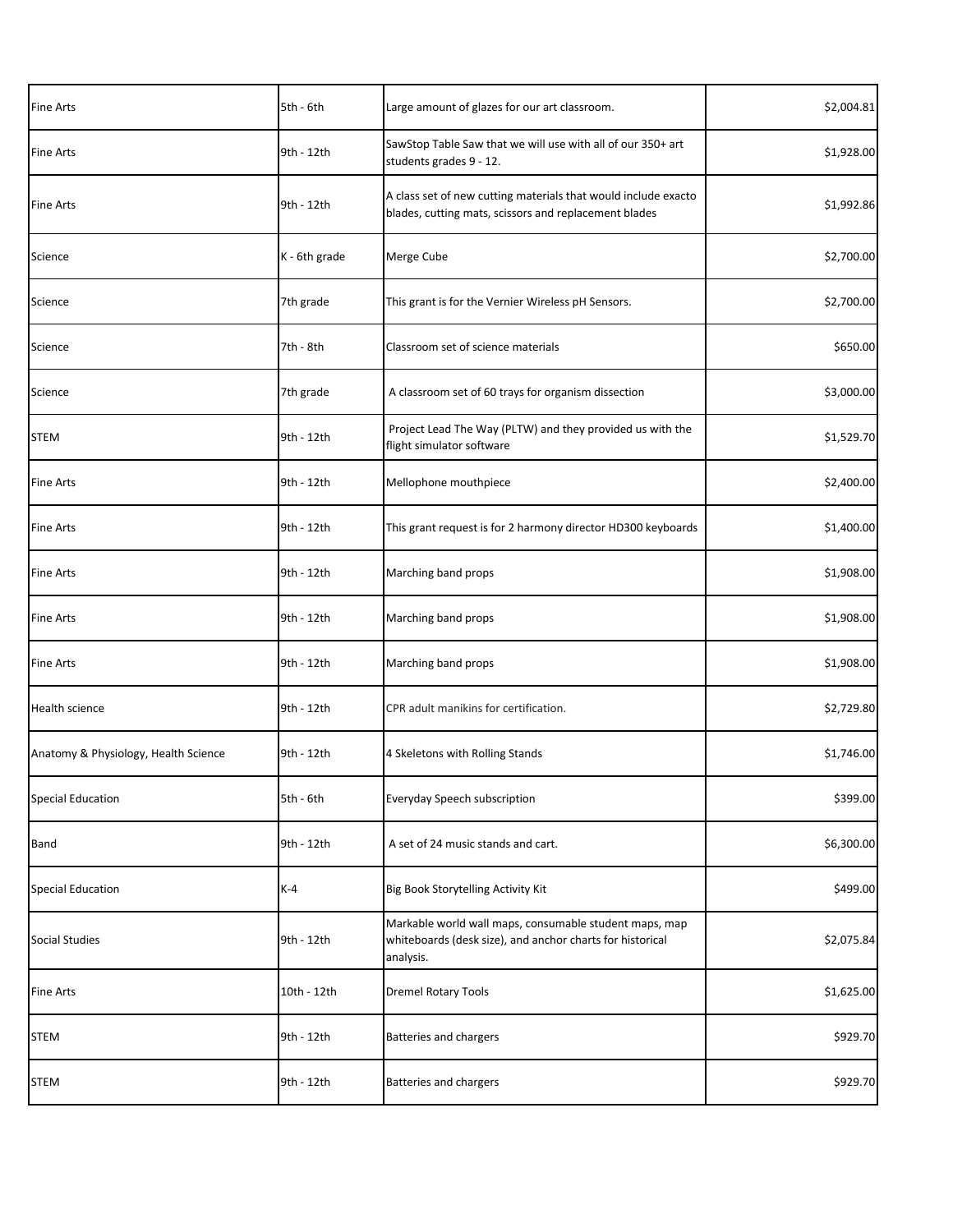| | | | |
|---|---|---|---|
| Fine Arts | 5th - 6th | Large amount of glazes for our art classroom. | $2,004.81 |
| Fine Arts | 9th - 12th | SawStop Table Saw that we will use with all of our 350+ art students grades 9 - 12. | $1,928.00 |
| Fine Arts | 9th - 12th | A class set of new cutting materials that would include exacto blades, cutting mats, scissors and replacement blades | $1,992.86 |
| Science | K - 6th grade | Merge Cube | $2,700.00 |
| Science | 7th grade | This grant is for the Vernier Wireless pH Sensors. | $2,700.00 |
| Science | 7th - 8th | Classroom set of science materials | $650.00 |
| Science | 7th grade | A classroom set of 60 trays for organism dissection | $3,000.00 |
| STEM | 9th - 12th | Project Lead The Way (PLTW) and they provided us with the flight simulator software | $1,529.70 |
| Fine Arts | 9th - 12th | Mellophone mouthpiece | $2,400.00 |
| Fine Arts | 9th - 12th | This grant request is for 2 harmony director HD300 keyboards | $1,400.00 |
| Fine Arts | 9th - 12th | Marching band props | $1,908.00 |
| Fine Arts | 9th - 12th | Marching band props | $1,908.00 |
| Fine Arts | 9th - 12th | Marching band props | $1,908.00 |
| Health science | 9th - 12th | CPR adult manikins for certification. | $2,729.80 |
| Anatomy & Physiology, Health Science | 9th - 12th | 4 Skeletons with Rolling Stands | $1,746.00 |
| Special Education | 5th - 6th | Everyday Speech subscription | $399.00 |
| Band | 9th - 12th | A set of 24 music stands and cart. | $6,300.00 |
| Special Education | K-4 | Big Book Storytelling Activity Kit | $499.00 |
| Social Studies | 9th - 12th | Markable world wall maps, consumable student maps, map whiteboards (desk size), and anchor charts for historical analysis. | $2,075.84 |
| Fine Arts | 10th - 12th | Dremel Rotary Tools | $1,625.00 |
| STEM | 9th - 12th | Batteries and chargers | $929.70 |
| STEM | 9th - 12th | Batteries and chargers | $929.70 |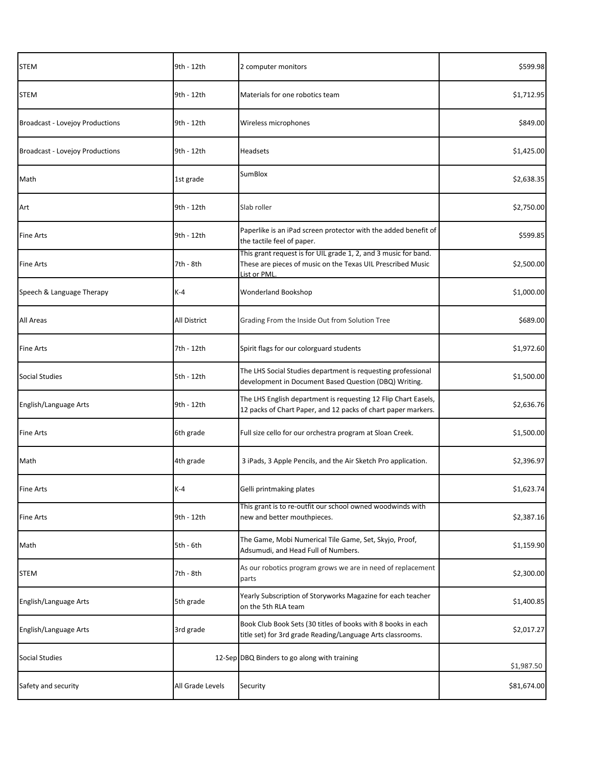| | | | |
|---|---|---|---|
| STEM | 9th - 12th | 2 computer monitors | $599.98 |
| STEM | 9th - 12th | Materials for one robotics team | $1,712.95 |
| Broadcast - Lovejoy Productions | 9th - 12th | Wireless microphones | $849.00 |
| Broadcast - Lovejoy Productions | 9th - 12th | Headsets | $1,425.00 |
| Math | 1st grade | SumBlox | $2,638.35 |
| Art | 9th - 12th | Slab roller | $2,750.00 |
| Fine Arts | 9th - 12th | Paperlike is an iPad screen protector with the added benefit of the tactile feel of paper. | $599.85 |
| Fine Arts | 7th - 8th | This grant request is for UIL grade 1, 2, and 3 music for band. These are pieces of music on the Texas UIL Prescribed Music List or PML. | $2,500.00 |
| Speech & Language Therapy | K-4 | Wonderland Bookshop | $1,000.00 |
| All Areas | All District | Grading From the Inside Out from Solution Tree | $689.00 |
| Fine Arts | 7th - 12th | Spirit flags for our colorguard students | $1,972.60 |
| Social Studies | 5th - 12th | The LHS Social Studies department is requesting professional development in Document Based Question (DBQ) Writing. | $1,500.00 |
| English/Language Arts | 9th - 12th | The LHS English department is requesting 12 Flip Chart Easels, 12 packs of Chart Paper, and 12 packs of chart paper markers. | $2,636.76 |
| Fine Arts | 6th grade | Full size cello for our orchestra program at Sloan Creek. | $1,500.00 |
| Math | 4th grade | 3 iPads, 3 Apple Pencils, and the Air Sketch Pro application. | $2,396.97 |
| Fine Arts | K-4 | Gelli printmaking plates | $1,623.74 |
| Fine Arts | 9th - 12th | This grant is to re-outfit our school owned woodwinds with new and better mouthpieces. | $2,387.16 |
| Math | 5th - 6th | The Game, Mobi Numerical Tile Game, Set, Skyjo, Proof, Adsumudi, and Head Full of Numbers. | $1,159.90 |
| STEM | 7th - 8th | As our robotics program grows we are in need of replacement parts | $2,300.00 |
| English/Language Arts | 5th grade | Yearly Subscription of Storyworks Magazine for each teacher on the 5th RLA team | $1,400.85 |
| English/Language Arts | 3rd grade | Book Club Book Sets (30 titles of books with 8 books in each title set) for 3rd grade Reading/Language Arts classrooms. | $2,017.27 |
| Social Studies | 12-Sep | DBQ Binders to go along with training | $1,987.50 |
| Safety and security | All Grade Levels | Security | $81,674.00 |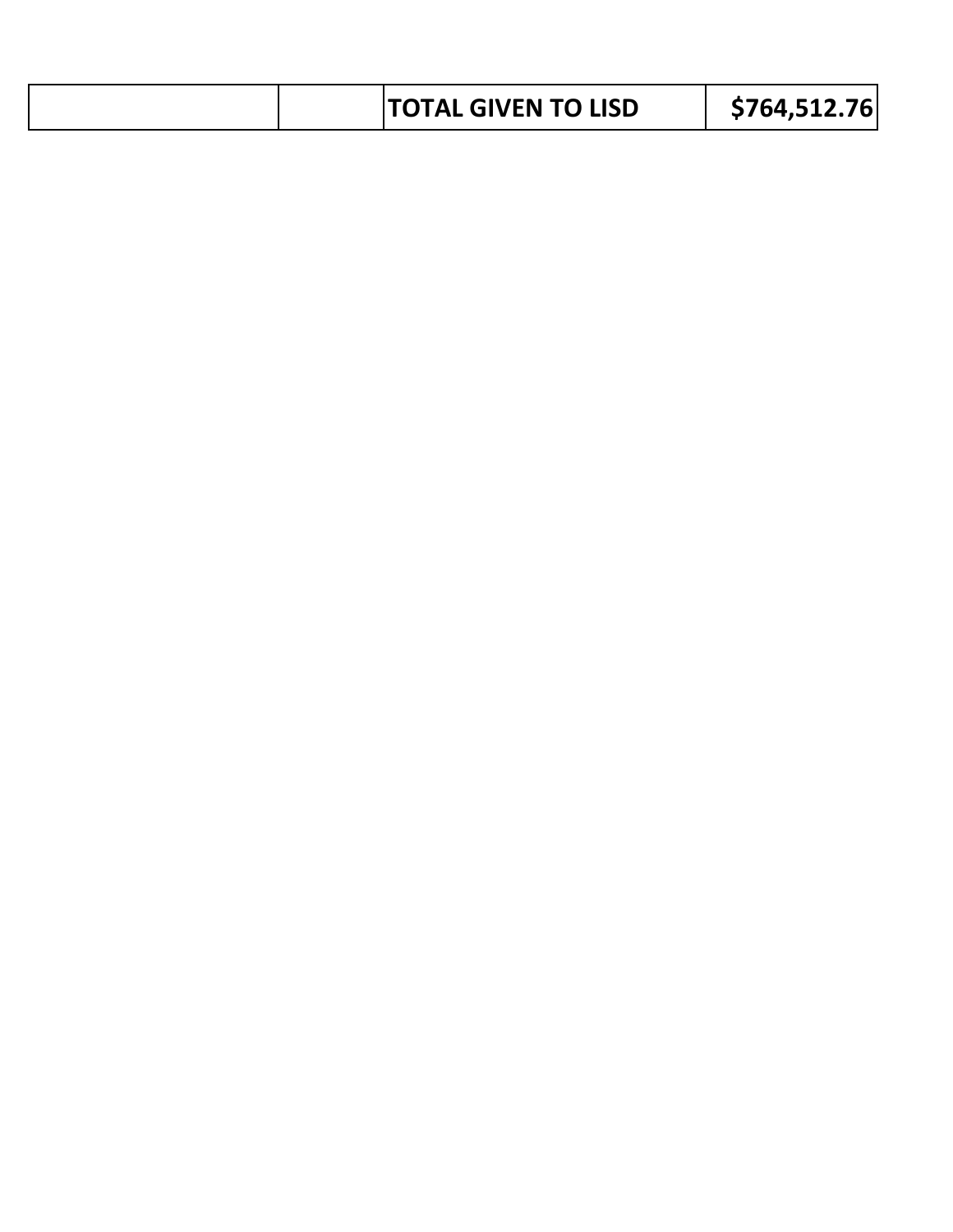| | | | |
|---|---|---|---|
| | | **TOTAL GIVEN TO LISD** | **$764,512.76** |